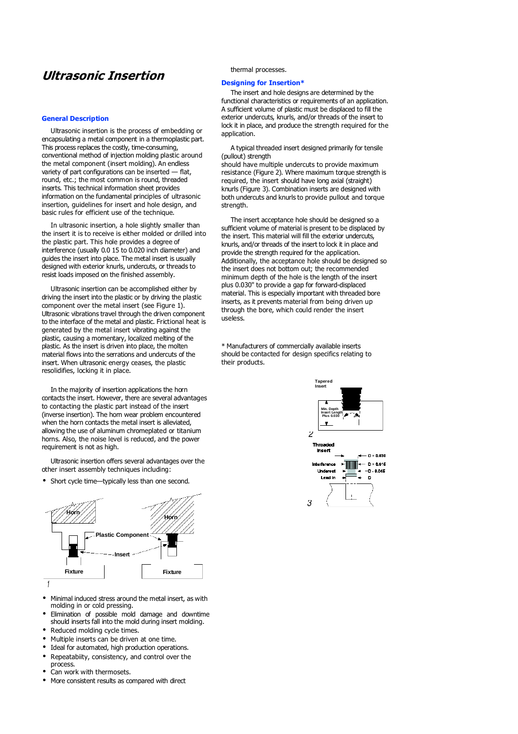# Ultrasonic Insertion

## General Description

Ultrasonic insertion is the process of embedding or encapsulating a metal component in a thermoplastic part. This process replaces the costly, time-consuming, conventional method of injection molding plastic around the metal component (insert molding). An endless variety of part configurations can be inserted — flat, round, etc.; the most common is round, threaded inserts. This technical information sheet provides information on the fundamental principles of ultrasonic insertion, guidelines for insert and hole design, and basic rules for efficient use of the technique.

In ultrasonic insertion, a hole slightly smaller than the insert it is to receive is either molded or drilled into the plastic part. This hole provides a degree of interference (usually 0.0 15 to 0.020 inch diameter) and guides the insert into place. The metal insert is usually designed with exterior knurls, undercuts, or threads to resist loads imposed on the finished assembly.

Ultrasonic insertion can be accomplished either by driving the insert into the plastic or by driving the plastic component over the metal insert (see Figure 1). Ultrasonic vibrations travel through the driven component to the interface of the metal and plastic. Frictional heat is generated by the metal insert vibrating against the plastic, causing a momentary, localized melting of the plastic. As the insert is driven into place, the molten material flows into the serrations and undercuts of the insert. When ultrasonic energy ceases, the plastic resolidifies, locking it in place.

In the majority of insertion applications the horn contacts the insert. However, there are several advantages to contacting the plastic part instead of the insert (inverse insertion). The horn wear problem encountered when the horn contacts the metal insert is alleviated, allowing the use of aluminum chromeplated or titanium horns. Also, the noise level is reduced, and the power requirement is not as high.

Ultrasonic insertion offers several advantages over the other insert assembly techniques including:

- Short cycle time—typically less than one second.

Horn | Horn | Plastic Component | Insert | Fixture | Fixture

1

- Minimal induced stress around the metal insert, as with molding in or cold pressing.
- Elimination of possible mold damage and downtime should inserts fall into the mold during insert molding.
- Reduced molding cycle times.
- Multiple inserts can be driven at one time.
- Ideal for automated, high production operations.
- Repeatabiity, consistency, and control over the process.
- Can work with thermosets.
- More consistent results as compared with direct thermal processes.

## Designing for Insertion*

The insert and hole designs are determined by the functional characteristics or requirements of an application. A sufficient volume of plastic must be displaced to fill the exterior undercuts, knurls, and/or threads of the insert to lock it in place, and produce the strength required for the application.

A typical threaded insert designed primarily for tensile (pullout) strength should have multiple undercuts to provide maximum resistance (Figure 2). Where maximum torque strength is required, the insert should have long axial (straight) knurls (Figure 3). Combination inserts are designed with both undercuts and knurls to provide pullout and torque strength.

The insert acceptance hole should be designed so a sufficient volume of material is present to be displaced by the insert. This material will fill the exterior undercuts, knurls, and/or threads of the insert to lock it in place and provide the strength required for the application. Additionally, the acceptance hole should be designed so the insert does not bottom out; the recommended minimum depth of the hole is the length of the insert plus 0.030" to provide a gap for forward-displaced material. This is especially important with threaded bore inserts, as it prevents material from being driven up through the bore, which could render the insert useless.

\* Manufacturers of commercially available inserts should be contacted for design specifics relating to their products.

Tapered Insert | Min. Depth Insert Length Plus 0.030

2

Threaded Insert | Interference | Undercut | Lead In | D + 0.030 | D + 0.016 | D - 0.045 | D

3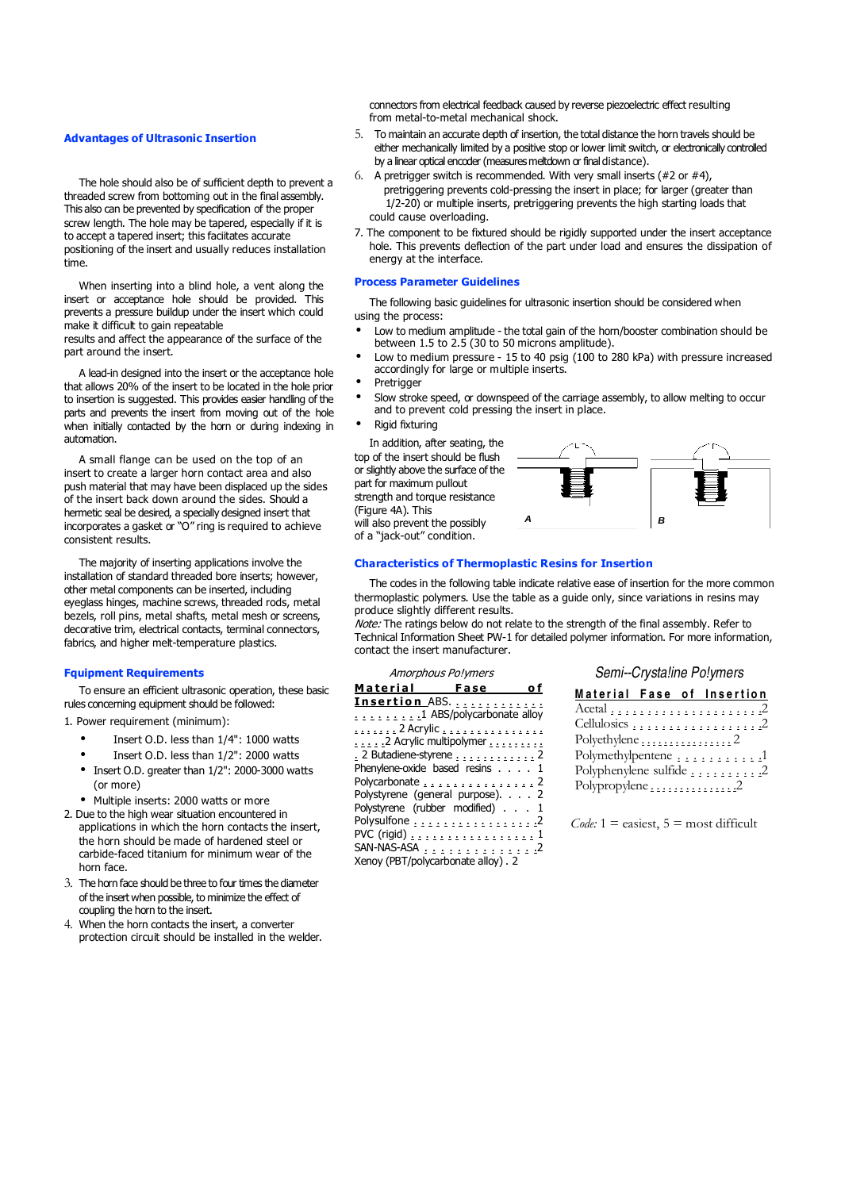## Advantages of Ultrasonic Insertion

The hole should also be of sufficient depth to prevent a threaded screw from bottoming out in the final assembly. This also can be prevented by specification of the proper screw length. The hole may be tapered, especially if it is to accept a tapered insert; this facilitates accurate positioning of the insert and usually reduces installation time.

When inserting into a blind hole, a vent along the insert or acceptance hole should be provided. This prevents a pressure buildup under the insert which could make it difficult to gain repeatable results and affect the appearance of the surface of the part around the insert.

A lead-in designed into the insert or the acceptance hole that allows 20% of the insert to be located in the hole prior to insertion is suggested. This provides easier handling of the parts and prevents the insert from moving out of the hole when initially contacted by the horn or during indexing in automation.

A small flange can be used on the top of an insert to create a larger horn contact area and also push material that may have been displaced up the sides of the insert back down around the sides. Should a hermetic seal be desired, a specially designed insert that incorporates a gasket or "O" ring is required to achieve consistent results.

The majority of inserting applications involve the installation of standard threaded bore inserts; however, other metal components can be inserted, including eyeglass hinges, machine screws, threaded rods, metal bezels, roll pins, metal shafts, metal mesh or screens, decorative trim, electrical contacts, terminal connectors, fabrics, and higher melt-temperature plastics.

## Fquipment Requirements

To ensure an efficient ultrasonic operation, these basic rules concerning equipment should be followed:

1. Power requirement (minimum):
   - Insert O.D. less than 1/4": 1000 watts
   - Insert O.D. less than 1/2": 2000 watts
   - Insert O.D. greater than 1/2": 2000-3000 watts (or more)
   - Multiple inserts: 2000 watts or more
2. Due to the high wear situation encountered in applications in which the horn contacts the insert, the horn should be made of hardened steel or carbide-faced titanium for minimum wear of the horn face.
3. The horn face should be three to four times the diameter of the insert when possible, to minimize the effect of coupling the horn to the insert.
4. When the horn contacts the insert, a converter protection circuit should be installed in the welder. connectors from electrical feedback caused by reverse piezoelectric effect resulting from metal-to-metal mechanical shock.
5. To maintain an accurate depth of insertion, the total distance the horn travels should be either mechanically limited by a positive stop or lower limit switch, or electronically controlled by a linear optical encoder (measures meltdown or final distance).
6. A pretrigger switch is recommended. With very small inserts (#2 or #4), pretriggering prevents cold-pressing the insert in place; for larger (greater than 1/2-20) or multiple inserts, pretriggering prevents the high starting loads that could cause overloading.
7. The component to be fixtured should be rigidly supported under the insert acceptance hole. This prevents deflection of the part under load and ensures the dissipation of energy at the interface.

## Process Parameter Guidelines

The following basic guidelines for ultrasonic insertion should be considered when using the process:

- Low to medium amplitude - the total gain of the horn/booster combination should be between 1.5 to 2.5 (30 to 50 microns amplitude).
- Low to medium pressure - 15 to 40 psig (100 to 280 kPa) with pressure increased accordingly for large or multiple inserts.
- Pretrigger
- Slow stroke speed, or downspeed of the carriage assembly, to allow melting to occur and to prevent cold pressing the insert in place.
- Rigid fixturing

In addition, after seating, the top of the insert should be flush or slightly above the surface of the part for maximum pullout strength and torque resistance (Figure 4A). This will also prevent the possibly of a "jack-out" condition.

A

B

## Characteristics of Thermoplastic Resins for Insertion

The codes in the following table indicate relative ease of insertion for the more common thermoplastic polymers. Use the table as a guide only, since variations in resins may produce slightly different results.

*Note:* The ratings below do not relate to the strength of the final assembly. Refer to Technical Information Sheet PW-1 for detailed polymer information. For more information, contact the insert manufacturer.

*Amorphous Polymers*

| Material | Fase of Insertion |
|---|---|
| ABS | 1 |
| ABS/polycarbonate alloy | 2 |
| Acrylic | 2 |
| Acrylic multipolymer | 2 |
| Butadiene-styrene | 2 |
| Phenylene-oxide based resins | 1 |
| Polycarbonate | 2 |
| Polystyrene (general purpose) | 2 |
| Polystyrene (rubber modified) | 1 |
| Polysulfone | 2 |
| PVC (rigid) | 1 |
| SAN-NAS-ASA | 2 |
| Xenoy (PBT/polycarbonate alloy) | 2 |

*Semi--Crystaline Polymers*

| Material | Fase of Insertion |
|---|---|
| Acetal | 2 |
| Cellulosics | 2 |
| Polyethylene | 2 |
| Polymethylpentene | 1 |
| Polyphenylene sulfide | 2 |
| Polypropylene | 2 |

*Code:* 1 = easiest, 5 = most difficult